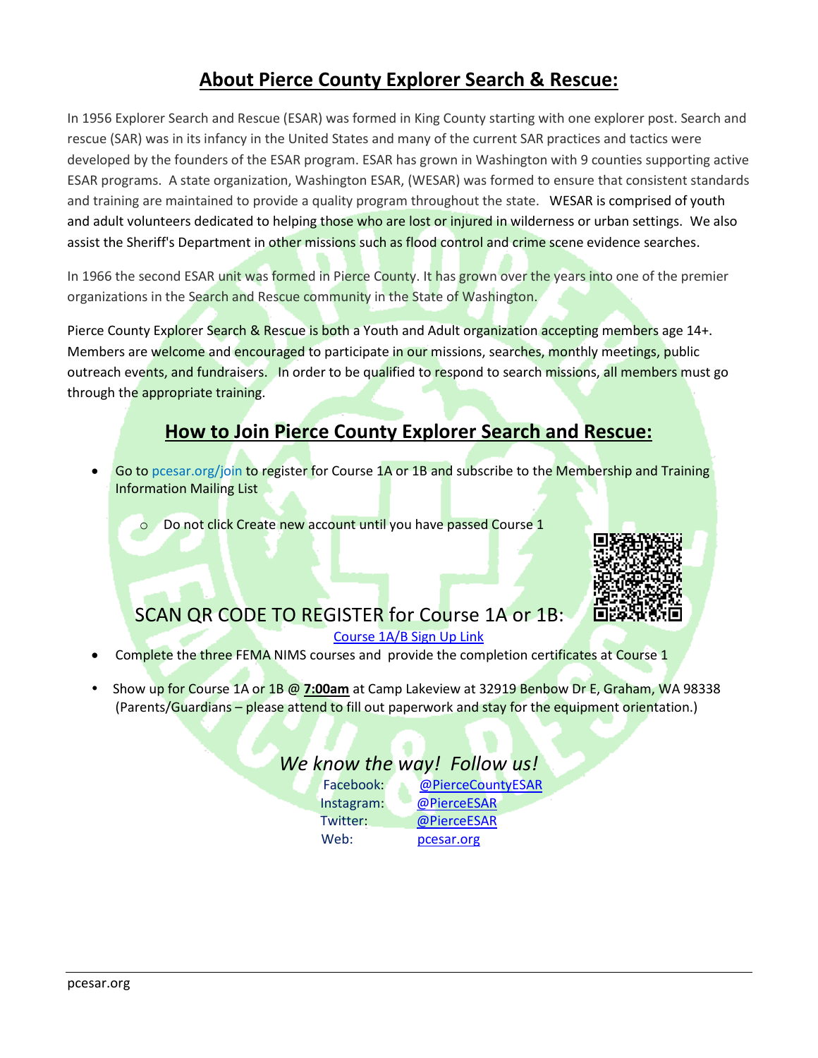## About Pierce County Explorer Search & Rescue:

In 1956 Explorer Search and Rescue (ESAR) was formed in King County starting with one explorer post. Search and rescue (SAR) was in its infancy in the United States and many of the current SAR practices and tactics were developed by the founders of the ESAR program. ESAR has grown in Washington with 9 counties supporting active ESAR programs. A state organization, Washington ESAR, (WESAR) was formed to ensure that consistent standards and training are maintained to provide a quality program throughout the state. WESAR is comprised of youth and adult volunteers dedicated to helping those who are lost or injured in wilderness or urban settings. We also assist the Sheriff's Department in other missions such as flood control and crime scene evidence searches.

In 1966 the second ESAR unit was formed in Pierce County. It has grown over the years into one of the premier organizations in the Search and Rescue community in the State of Washington.

Pierce County Explorer Search & Rescue is both a Youth and Adult organization accepting members age 14+. Members are welcome and encouraged to participate in our missions, searches, monthly meetings, public outreach events, and fundraisers. In order to be qualified to respond to search missions, all members must go through the appropriate training.

## How to Join Pierce County Explorer Search and Rescue:

- Go to pcesar.org/join to register for Course 1A or 1B and subscribe to the Membership and Training Information Mailing List
    - Do not click Create new account until you have passed Course 1

SCAN QR CODE TO REGISTER for Course 1A or 1B:

Course 1A/B Sign Up Link

- Complete the three FEMA NIMS courses and provide the completion certificates at Course 1
- Show up for Course 1A or 1B @ **7:00am** at Camp Lakeview at 32919 Benbow Dr E, Graham, WA 98338 (Parents/Guardians – please attend to fill out paperwork and stay for the equipment orientation.)

*We know the way! Follow us!*

Facebook: @PierceCountyESAR
Instagram: @PierceESAR
Twitter: @PierceESAR
Web: pcesar.org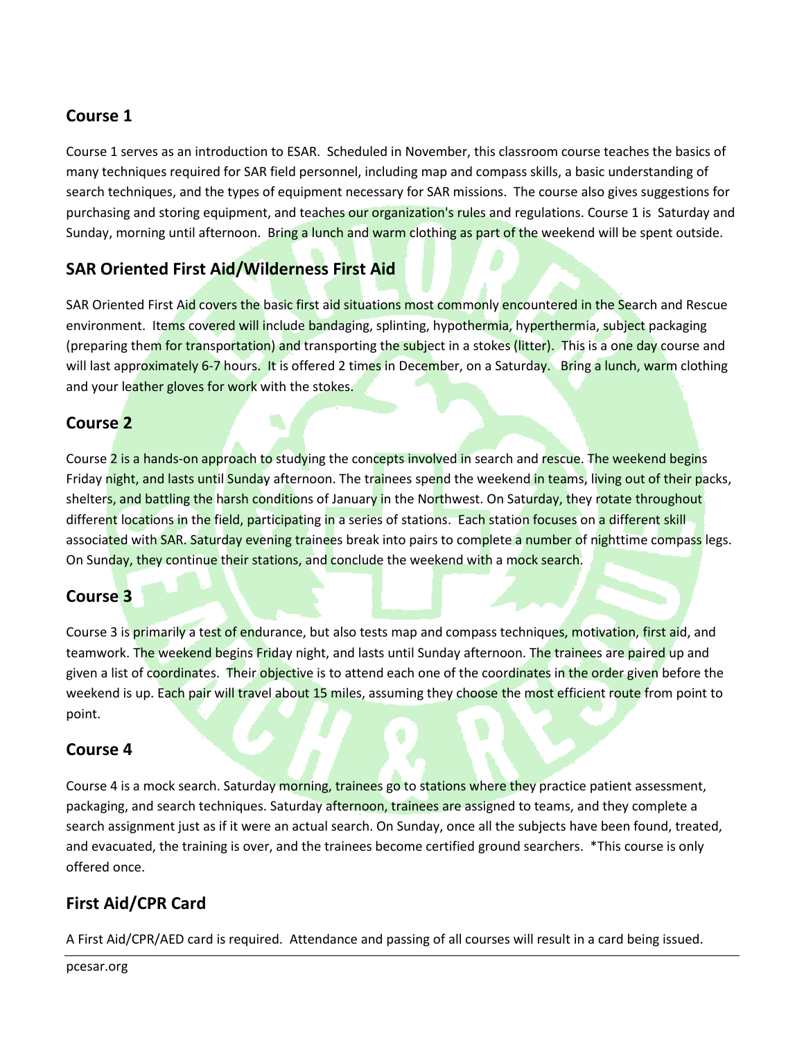## Course 1

Course 1 serves as an introduction to ESAR. Scheduled in November, this classroom course teaches the basics of many techniques required for SAR field personnel, including map and compass skills, a basic understanding of search techniques, and the types of equipment necessary for SAR missions. The course also gives suggestions for purchasing and storing equipment, and teaches our organization's rules and regulations. Course 1 is Saturday and Sunday, morning until afternoon. Bring a lunch and warm clothing as part of the weekend will be spent outside.

## SAR Oriented First Aid/Wilderness First Aid

SAR Oriented First Aid covers the basic first aid situations most commonly encountered in the Search and Rescue environment. Items covered will include bandaging, splinting, hypothermia, hyperthermia, subject packaging (preparing them for transportation) and transporting the subject in a stokes (litter). This is a one day course and will last approximately 6-7 hours. It is offered 2 times in December, on a Saturday. Bring a lunch, warm clothing and your leather gloves for work with the stokes.

## Course 2

Course 2 is a hands-on approach to studying the concepts involved in search and rescue. The weekend begins Friday night, and lasts until Sunday afternoon. The trainees spend the weekend in teams, living out of their packs, shelters, and battling the harsh conditions of January in the Northwest. On Saturday, they rotate throughout different locations in the field, participating in a series of stations. Each station focuses on a different skill associated with SAR. Saturday evening trainees break into pairs to complete a number of nighttime compass legs. On Sunday, they continue their stations, and conclude the weekend with a mock search.

## Course 3

Course 3 is primarily a test of endurance, but also tests map and compass techniques, motivation, first aid, and teamwork. The weekend begins Friday night, and lasts until Sunday afternoon. The trainees are paired up and given a list of coordinates. Their objective is to attend each one of the coordinates in the order given before the weekend is up. Each pair will travel about 15 miles, assuming they choose the most efficient route from point to point.

## Course 4

Course 4 is a mock search. Saturday morning, trainees go to stations where they practice patient assessment, packaging, and search techniques. Saturday afternoon, trainees are assigned to teams, and they complete a search assignment just as if it were an actual search. On Sunday, once all the subjects have been found, treated, and evacuated, the training is over, and the trainees become certified ground searchers. *This course is only offered once.

## First Aid/CPR Card

A First Aid/CPR/AED card is required. Attendance and passing of all courses will result in a card being issued.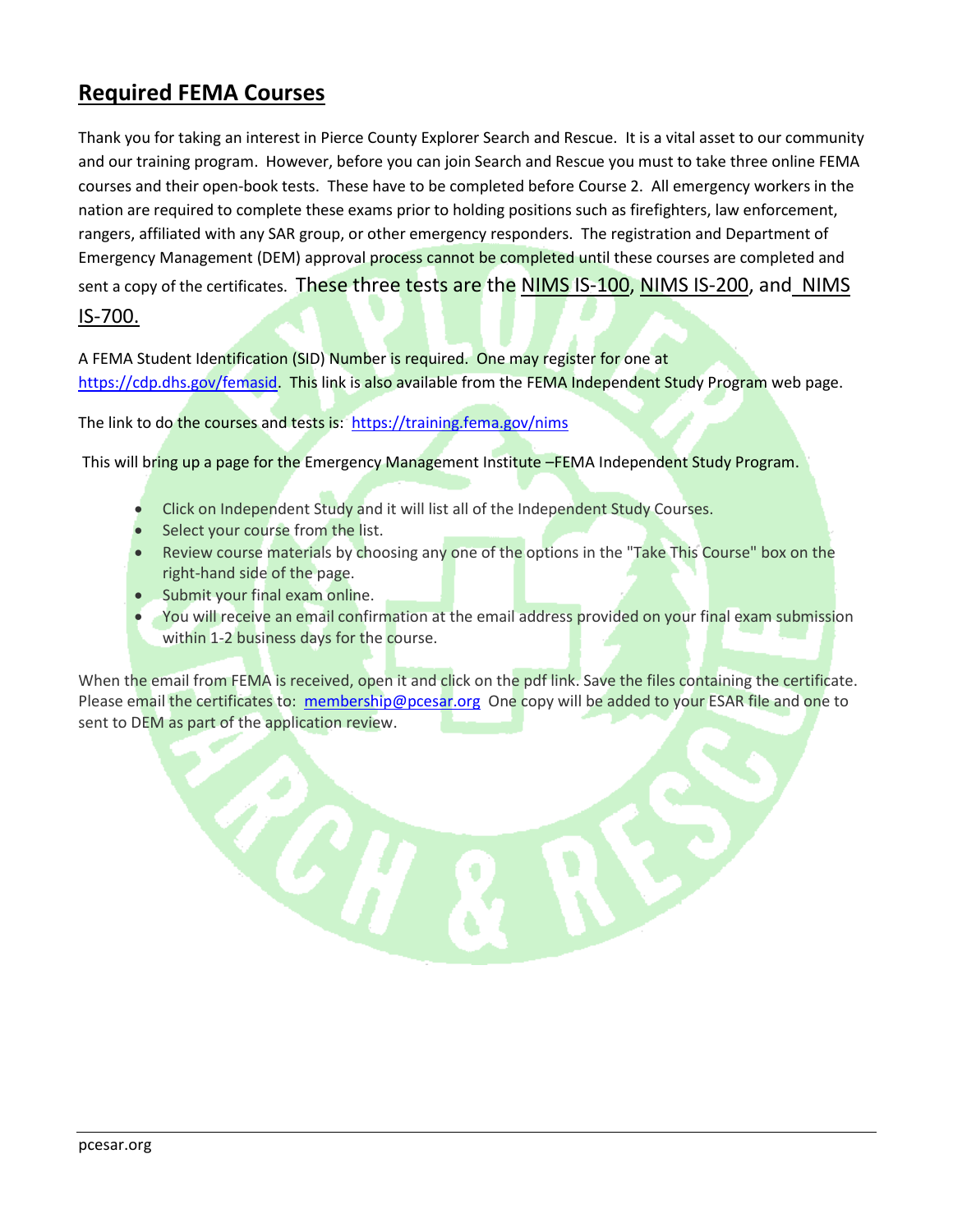## Required FEMA Courses

Thank you for taking an interest in Pierce County Explorer Search and Rescue. It is a vital asset to our community and our training program. However, before you can join Search and Rescue you must to take three online FEMA courses and their open-book tests. These have to be completed before Course 2. All emergency workers in the nation are required to complete these exams prior to holding positions such as firefighters, law enforcement, rangers, affiliated with any SAR group, or other emergency responders. The registration and Department of Emergency Management (DEM) approval process cannot be completed until these courses are completed and sent a copy of the certificates. These three tests are the NIMS IS-100, NIMS IS-200, and NIMS IS-700.

A FEMA Student Identification (SID) Number is required. One may register for one at https://cdp.dhs.gov/femasid. This link is also available from the FEMA Independent Study Program web page.

The link to do the courses and tests is: https://training.fema.gov/nims

This will bring up a page for the Emergency Management Institute –FEMA Independent Study Program.

- Click on Independent Study and it will list all of the Independent Study Courses.
- Select your course from the list.
- Review course materials by choosing any one of the options in the "Take This Course" box on the right-hand side of the page.
- Submit your final exam online.
- You will receive an email confirmation at the email address provided on your final exam submission within 1-2 business days for the course.

When the email from FEMA is received, open it and click on the pdf link. Save the files containing the certificate. Please email the certificates to: membership@pcesar.org One copy will be added to your ESAR file and one to sent to DEM as part of the application review.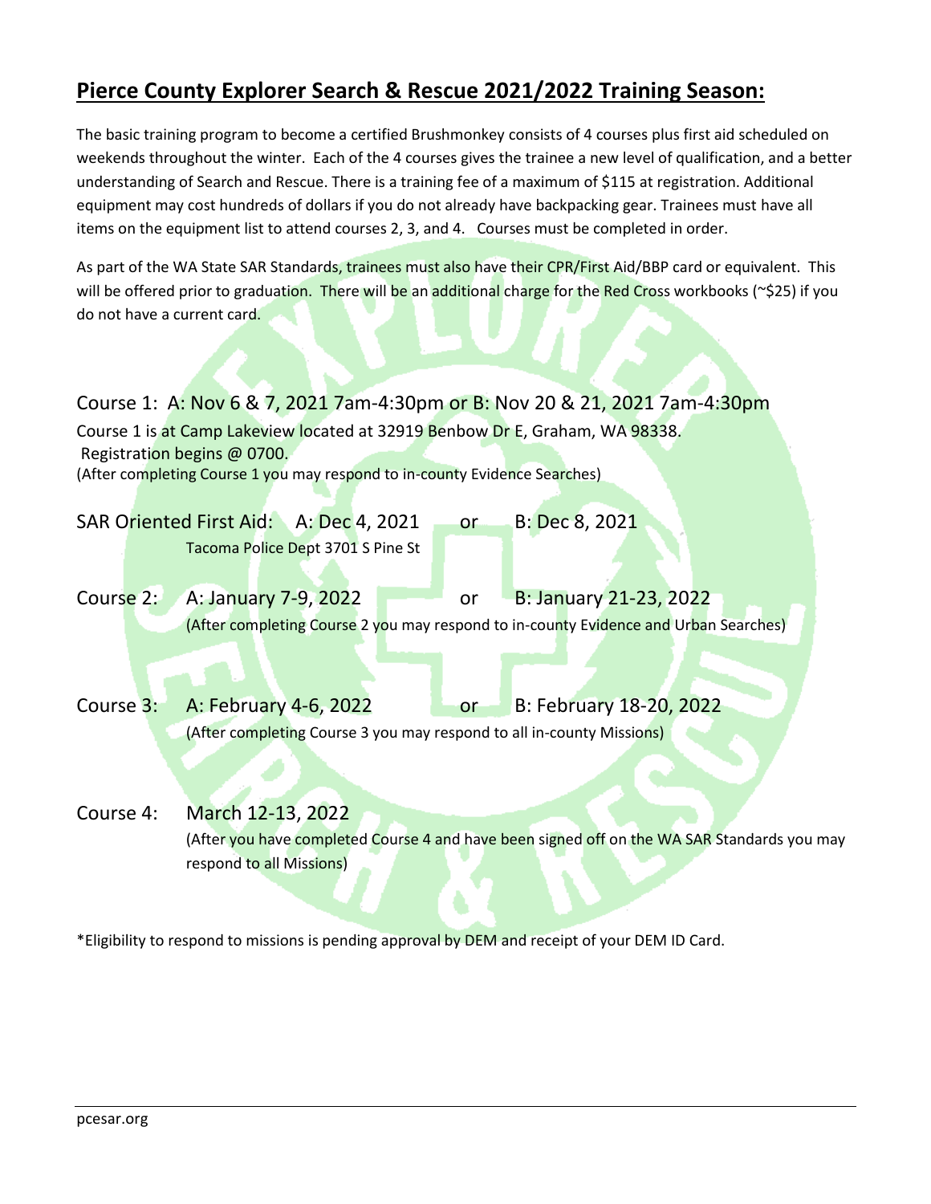# **Pierce County Explorer Search & Rescue 2021/2022 Training Season:**

The basic training program to become a certified Brushmonkey consists of 4 courses plus first aid scheduled on weekends throughout the winter. Each of the 4 courses gives the trainee a new level of qualification, and a better understanding of Search and Rescue. There is a training fee of a maximum of $115 at registration. Additional equipment may cost hundreds of dollars if you do not already have backpacking gear. Trainees must have all items on the equipment list to attend courses 2, 3, and 4. Courses must be completed in order.

As part of the WA State SAR Standards, trainees must also have their CPR/First Aid/BBP card or equivalent. This will be offered prior to graduation. There will be an additional charge for the Red Cross workbooks (~$25) if you do not have a current card.

Course 1: A: Nov 6 & 7, 2021 7am-4:30pm or B: Nov 20 & 21, 2021 7am-4:30pm

Course 1 is at Camp Lakeview located at 32919 Benbow Dr E, Graham, WA 98338.
Registration begins @ 0700.
(After completing Course 1 you may respond to in-county Evidence Searches)

SAR Oriented First Aid: A: Dec 4, 2021 or B: Dec 8, 2021
Tacoma Police Dept 3701 S Pine St

Course 2: A: January 7-9, 2022 or B: January 21-23, 2022
(After completing Course 2 you may respond to in-county Evidence and Urban Searches)

Course 3: A: February 4-6, 2022 or B: February 18-20, 2022
(After completing Course 3 you may respond to all in-county Missions)

Course 4: March 12-13, 2022
(After you have completed Course 4 and have been signed off on the WA SAR Standards you may respond to all Missions)

*Eligibility to respond to missions is pending approval by DEM and receipt of your DEM ID Card.

pcesar.org